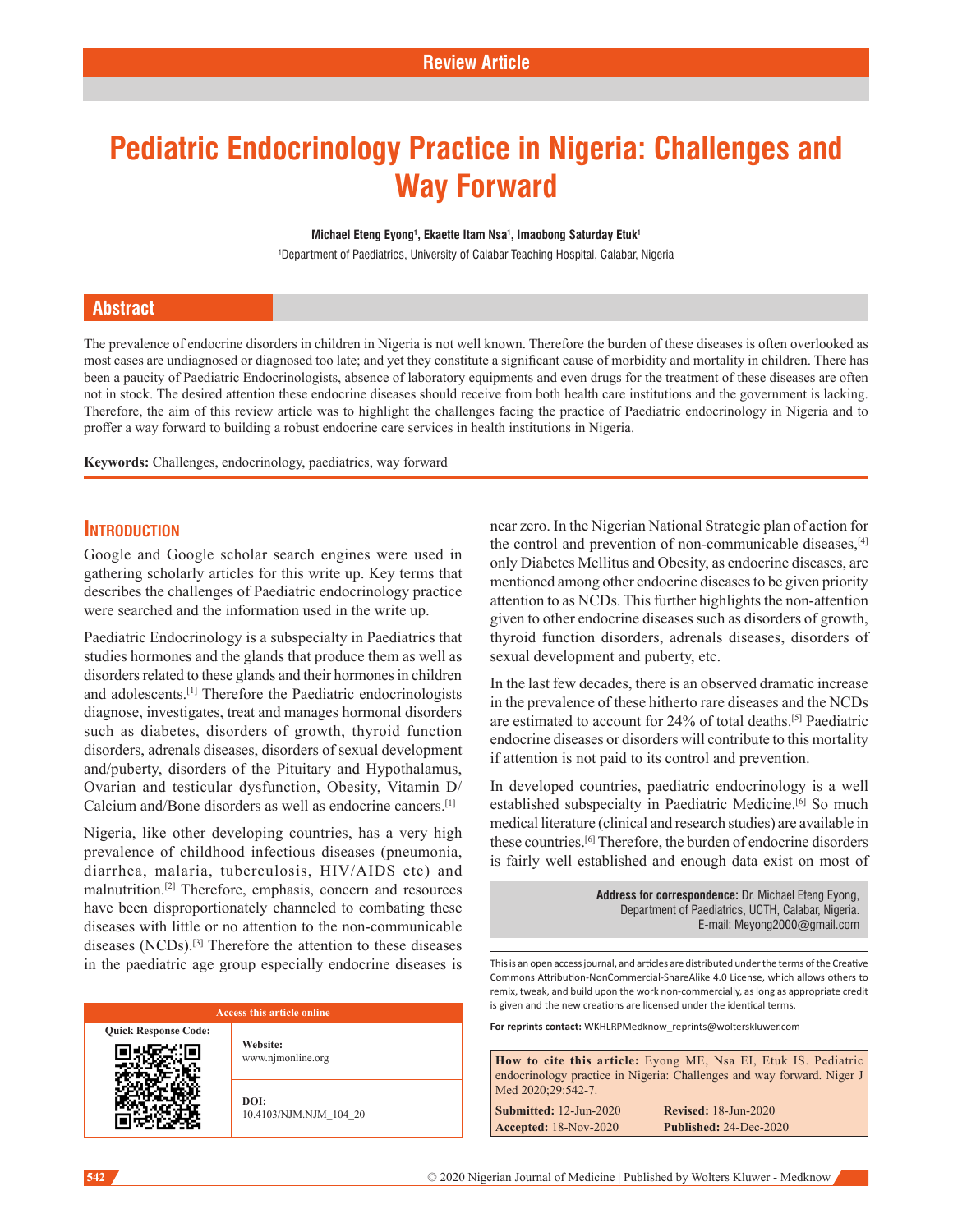Review Article

# Pediatric Endocrinology Practice in Nigeria: Challenges and Way Forward

**Michael Eteng Eyong[1], Ekaette Itam Nsa[1], Imaobong Saturday Etuk[1]**

[1]Department of Paediatrics, University of Calabar Teaching Hospital, Calabar, Nigeria

## Abstract

The prevalence of endocrine disorders in children in Nigeria is not well known. Therefore the burden of these diseases is often overlooked as most cases are undiagnosed or diagnosed too late; and yet they constitute a significant cause of morbidity and mortality in children. There has been a paucity of Paediatric Endocrinologists, absence of laboratory equipments and even drugs for the treatment of these diseases are often not in stock. The desired attention these endocrine diseases should receive from both health care institutions and the government is lacking. Therefore, the aim of this review article was to highlight the challenges facing the practice of Paediatric endocrinology in Nigeria and to proffer a way forward to building a robust endocrine care services in health institutions in Nigeria.

**Keywords:** Challenges, endocrinology, paediatrics, way forward

## Introduction

Google and Google scholar search engines were used in gathering scholarly articles for this write up. Key terms that describes the challenges of Paediatric endocrinology practice were searched and the information used in the write up.

Paediatric Endocrinology is a subspecialty in Paediatrics that studies hormones and the glands that produce them as well as disorders related to these glands and their hormones in children and adolescents.[1] Therefore the Paediatric endocrinologists diagnose, investigates, treat and manages hormonal disorders such as diabetes, disorders of growth, thyroid function disorders, adrenals diseases, disorders of sexual development and/puberty, disorders of the Pituitary and Hypothalamus, Ovarian and testicular dysfunction, Obesity, Vitamin D/ Calcium and/Bone disorders as well as endocrine cancers.[1]

Nigeria, like other developing countries, has a very high prevalence of childhood infectious diseases (pneumonia, diarrhea, malaria, tuberculosis, HIV/AIDS etc) and malnutrition.[2] Therefore, emphasis, concern and resources have been disproportionately channeled to combating these diseases with little or no attention to the non-communicable diseases (NCDs).[3] Therefore the attention to these diseases in the paediatric age group especially endocrine diseases is near zero. In the Nigerian National Strategic plan of action for the control and prevention of non-communicable diseases,[4] only Diabetes Mellitus and Obesity, as endocrine diseases, are mentioned among other endocrine diseases to be given priority attention to as NCDs. This further highlights the non-attention given to other endocrine diseases such as disorders of growth, thyroid function disorders, adrenals diseases, disorders of sexual development and puberty, etc.

In the last few decades, there is an observed dramatic increase in the prevalence of these hitherto rare diseases and the NCDs are estimated to account for 24% of total deaths.[5] Paediatric endocrine diseases or disorders will contribute to this mortality if attention is not paid to its control and prevention.

In developed countries, paediatric endocrinology is a well established subspecialty in Paediatric Medicine.[6] So much medical literature (clinical and research studies) are available in these countries.[6] Therefore, the burden of endocrine disorders is fairly well established and enough data exist on most of

| Access this article online | |
|---|---|
| Quick Response Code: | **Website:** www.njmonline.org |
| | **DOI:** 10.4103/NJM.NJM_104_20 |

**Address for correspondence:** Dr. Michael Eteng Eyong, Department of Paediatrics, UCTH, Calabar, Nigeria. E-mail: Meyong2000@gmail.com

This is an open access journal, and articles are distributed under the terms of the Creative Commons Attribution-NonCommercial-ShareAlike 4.0 License, which allows others to remix, tweak, and build upon the work non-commercially, as long as appropriate credit is given and the new creations are licensed under the identical terms.

**For reprints contact:** WKHLRPMedknow_reprints@wolterskluwer.com

**How to cite this article:** Eyong ME, Nsa EI, Etuk IS. Pediatric endocrinology practice in Nigeria: Challenges and way forward. Niger J Med 2020;29:542-7.

**Submitted:** 12-Jun-2020 **Revised:** 18-Jun-2020
**Accepted:** 18-Nov-2020 **Published:** 24-Dec-2020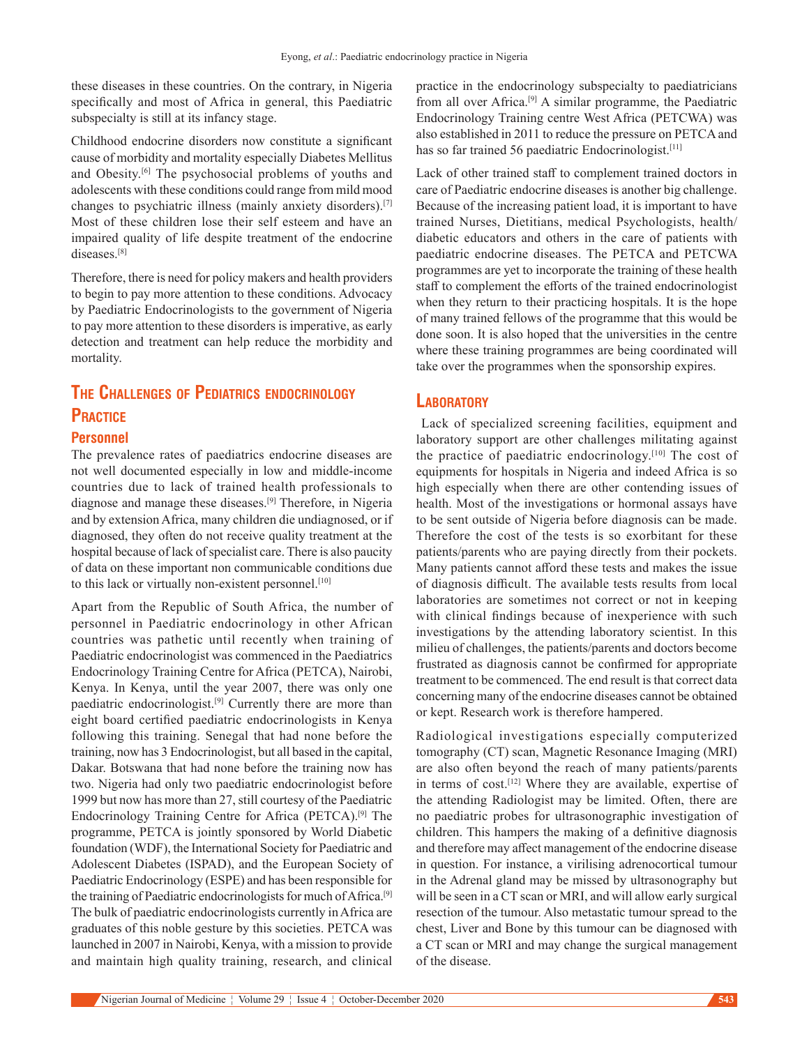these diseases in these countries. On the contrary, in Nigeria specifically and most of Africa in general, this Paediatric subspecialty is still at its infancy stage.

Childhood endocrine disorders now constitute a significant cause of morbidity and mortality especially Diabetes Mellitus and Obesity.[6] The psychosocial problems of youths and adolescents with these conditions could range from mild mood changes to psychiatric illness (mainly anxiety disorders).[7] Most of these children lose their self esteem and have an impaired quality of life despite treatment of the endocrine diseases.[8]

Therefore, there is need for policy makers and health providers to begin to pay more attention to these conditions. Advocacy by Paediatric Endocrinologists to the government of Nigeria to pay more attention to these disorders is imperative, as early detection and treatment can help reduce the morbidity and mortality.

## The Challenges of Pediatrics endocrinology Practice

### Personnel

The prevalence rates of paediatrics endocrine diseases are not well documented especially in low and middle-income countries due to lack of trained health professionals to diagnose and manage these diseases.[9] Therefore, in Nigeria and by extension Africa, many children die undiagnosed, or if diagnosed, they often do not receive quality treatment at the hospital because of lack of specialist care. There is also paucity of data on these important non communicable conditions due to this lack or virtually non-existent personnel.[10]

Apart from the Republic of South Africa, the number of personnel in Paediatric endocrinology in other African countries was pathetic until recently when training of Paediatric endocrinologist was commenced in the Paediatrics Endocrinology Training Centre for Africa (PETCA), Nairobi, Kenya. In Kenya, until the year 2007, there was only one paediatric endocrinologist.[9] Currently there are more than eight board certified paediatric endocrinologists in Kenya following this training. Senegal that had none before the training, now has 3 Endocrinologist, but all based in the capital, Dakar. Botswana that had none before the training now has two. Nigeria had only two paediatric endocrinologist before 1999 but now has more than 27, still courtesy of the Paediatric Endocrinology Training Centre for Africa (PETCA).[9] The programme, PETCA is jointly sponsored by World Diabetic foundation (WDF), the International Society for Paediatric and Adolescent Diabetes (ISPAD), and the European Society of Paediatric Endocrinology (ESPE) and has been responsible for the training of Paediatric endocrinologists for much of Africa.[9] The bulk of paediatric endocrinologists currently in Africa are graduates of this noble gesture by this societies. PETCA was launched in 2007 in Nairobi, Kenya, with a mission to provide and maintain high quality training, research, and clinical practice in the endocrinology subspecialty to paediatricians from all over Africa.[9] A similar programme, the Paediatric Endocrinology Training centre West Africa (PETCWA) was also established in 2011 to reduce the pressure on PETCA and has so far trained 56 paediatric Endocrinologist.[11]

Lack of other trained staff to complement trained doctors in care of Paediatric endocrine diseases is another big challenge. Because of the increasing patient load, it is important to have trained Nurses, Dietitians, medical Psychologists, health/diabetic educators and others in the care of patients with paediatric endocrine diseases. The PETCA and PETCWA programmes are yet to incorporate the training of these health staff to complement the efforts of the trained endocrinologist when they return to their practicing hospitals. It is the hope of many trained fellows of the programme that this would be done soon. It is also hoped that the universities in the centre where these training programmes are being coordinated will take over the programmes when the sponsorship expires.

### Laboratory

Lack of specialized screening facilities, equipment and laboratory support are other challenges militating against the practice of paediatric endocrinology.[10] The cost of equipments for hospitals in Nigeria and indeed Africa is so high especially when there are other contending issues of health. Most of the investigations or hormonal assays have to be sent outside of Nigeria before diagnosis can be made. Therefore the cost of the tests is so exorbitant for these patients/parents who are paying directly from their pockets. Many patients cannot afford these tests and makes the issue of diagnosis difficult. The available tests results from local laboratories are sometimes not correct or not in keeping with clinical findings because of inexperience with such investigations by the attending laboratory scientist. In this milieu of challenges, the patients/parents and doctors become frustrated as diagnosis cannot be confirmed for appropriate treatment to be commenced. The end result is that correct data concerning many of the endocrine diseases cannot be obtained or kept. Research work is therefore hampered.

Radiological investigations especially computerized tomography (CT) scan, Magnetic Resonance Imaging (MRI) are also often beyond the reach of many patients/parents in terms of cost.[12] Where they are available, expertise of the attending Radiologist may be limited. Often, there are no paediatric probes for ultrasonographic investigation of children. This hampers the making of a definitive diagnosis and therefore may affect management of the endocrine disease in question. For instance, a virilising adrenocortical tumour in the Adrenal gland may be missed by ultrasonography but will be seen in a CT scan or MRI, and will allow early surgical resection of the tumour. Also metastatic tumour spread to the chest, Liver and Bone by this tumour can be diagnosed with a CT scan or MRI and may change the surgical management of the disease.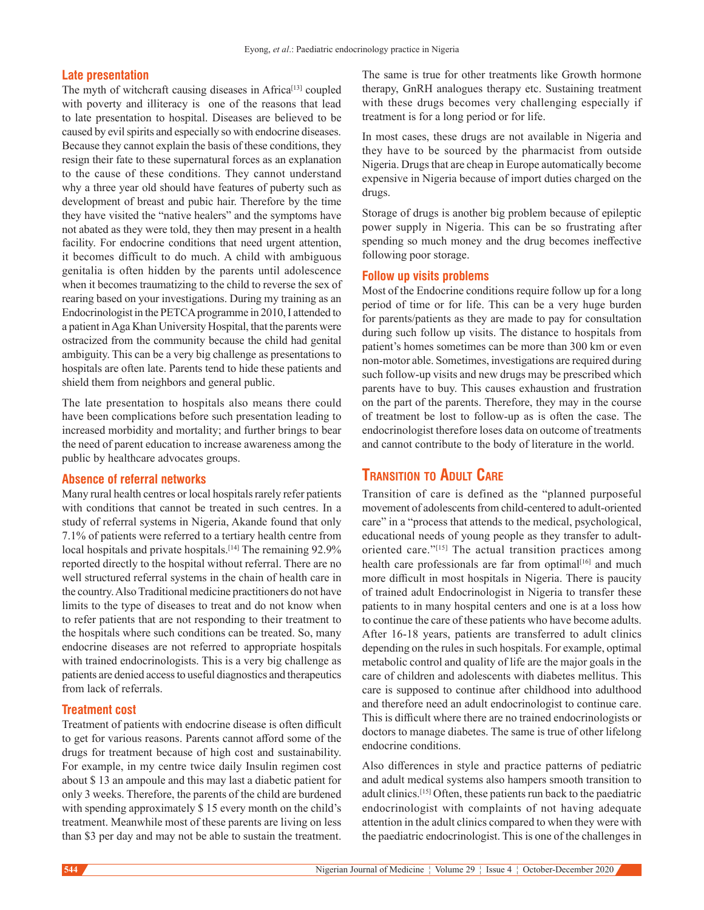### Late presentation

The myth of witchcraft causing diseases in Africa[13] coupled with poverty and illiteracy is one of the reasons that lead to late presentation to hospital. Diseases are believed to be caused by evil spirits and especially so with endocrine diseases. Because they cannot explain the basis of these conditions, they resign their fate to these supernatural forces as an explanation to the cause of these conditions. They cannot understand why a three year old should have features of puberty such as development of breast and pubic hair. Therefore by the time they have visited the "native healers" and the symptoms have not abated as they were told, they then may present in a health facility. For endocrine conditions that need urgent attention, it becomes difficult to do much. A child with ambiguous genitalia is often hidden by the parents until adolescence when it becomes traumatizing to the child to reverse the sex of rearing based on your investigations. During my training as an Endocrinologist in the PETCA programme in 2010, I attended to a patient in Aga Khan University Hospital, that the parents were ostracized from the community because the child had genital ambiguity. This can be a very big challenge as presentations to hospitals are often late. Parents tend to hide these patients and shield them from neighbors and general public.

The late presentation to hospitals also means there could have been complications before such presentation leading to increased morbidity and mortality; and further brings to bear the need of parent education to increase awareness among the public by healthcare advocates groups.

### Absence of referral networks

Many rural health centres or local hospitals rarely refer patients with conditions that cannot be treated in such centres. In a study of referral systems in Nigeria, Akande found that only 7.1% of patients were referred to a tertiary health centre from local hospitals and private hospitals.[14] The remaining 92.9% reported directly to the hospital without referral. There are no well structured referral systems in the chain of health care in the country. Also Traditional medicine practitioners do not have limits to the type of diseases to treat and do not know when to refer patients that are not responding to their treatment to the hospitals where such conditions can be treated. So, many endocrine diseases are not referred to appropriate hospitals with trained endocrinologists. This is a very big challenge as patients are denied access to useful diagnostics and therapeutics from lack of referrals.

### Treatment cost

Treatment of patients with endocrine disease is often difficult to get for various reasons. Parents cannot afford some of the drugs for treatment because of high cost and sustainability. For example, in my centre twice daily Insulin regimen cost about $ 13 an ampoule and this may last a diabetic patient for only 3 weeks. Therefore, the parents of the child are burdened with spending approximately $ 15 every month on the child's treatment. Meanwhile most of these parents are living on less than $3 per day and may not be able to sustain the treatment. The same is true for other treatments like Growth hormone therapy, GnRH analogues therapy etc. Sustaining treatment with these drugs becomes very challenging especially if treatment is for a long period or for life.

In most cases, these drugs are not available in Nigeria and they have to be sourced by the pharmacist from outside Nigeria. Drugs that are cheap in Europe automatically become expensive in Nigeria because of import duties charged on the drugs.

Storage of drugs is another big problem because of epileptic power supply in Nigeria. This can be so frustrating after spending so much money and the drug becomes ineffective following poor storage.

### Follow up visits problems

Most of the Endocrine conditions require follow up for a long period of time or for life. This can be a very huge burden for parents/patients as they are made to pay for consultation during such follow up visits. The distance to hospitals from patient's homes sometimes can be more than 300 km or even non-motor able. Sometimes, investigations are required during such follow-up visits and new drugs may be prescribed which parents have to buy. This causes exhaustion and frustration on the part of the parents. Therefore, they may in the course of treatment be lost to follow-up as is often the case. The endocrinologist therefore loses data on outcome of treatments and cannot contribute to the body of literature in the world.

## Transition to Adult Care

Transition of care is defined as the "planned purposeful movement of adolescents from child-centered to adult-oriented care" in a "process that attends to the medical, psychological, educational needs of young people as they transfer to adult-oriented care."[15] The actual transition practices among health care professionals are far from optimal[16] and much more difficult in most hospitals in Nigeria. There is paucity of trained adult Endocrinologist in Nigeria to transfer these patients to in many hospital centers and one is at a loss how to continue the care of these patients who have become adults. After 16-18 years, patients are transferred to adult clinics depending on the rules in such hospitals. For example, optimal metabolic control and quality of life are the major goals in the care of children and adolescents with diabetes mellitus. This care is supposed to continue after childhood into adulthood and therefore need an adult endocrinologist to continue care. This is difficult where there are no trained endocrinologists or doctors to manage diabetes. The same is true of other lifelong endocrine conditions.

Also differences in style and practice patterns of pediatric and adult medical systems also hampers smooth transition to adult clinics.[15] Often, these patients run back to the paediatric endocrinologist with complaints of not having adequate attention in the adult clinics compared to when they were with the paediatric endocrinologist. This is one of the challenges in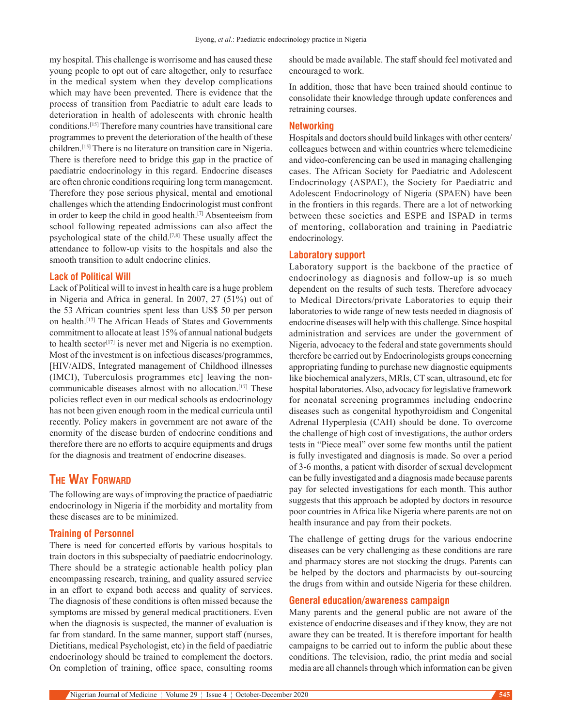my hospital. This challenge is worrisome and has caused these young people to opt out of care altogether, only to resurface in the medical system when they develop complications which may have been prevented. There is evidence that the process of transition from Paediatric to adult care leads to deterioration in health of adolescents with chronic health conditions.[15] Therefore many countries have transitional care programmes to prevent the deterioration of the health of these children.[15] There is no literature on transition care in Nigeria. There is therefore need to bridge this gap in the practice of paediatric endocrinology in this regard. Endocrine diseases are often chronic conditions requiring long term management. Therefore they pose serious physical, mental and emotional challenges which the attending Endocrinologist must confront in order to keep the child in good health.[7] Absenteeism from school following repeated admissions can also affect the psychological state of the child.[7,8] These usually affect the attendance to follow-up visits to the hospitals and also the smooth transition to adult endocrine clinics.

### Lack of Political Will

Lack of Political will to invest in health care is a huge problem in Nigeria and Africa in general. In 2007, 27 (51%) out of the 53 African countries spent less than US$ 50 per person on health.[17] The African Heads of States and Governments commitment to allocate at least 15% of annual national budgets to health sector[17] is never met and Nigeria is no exemption. Most of the investment is on infectious diseases/programmes, [HIV/AIDS, Integrated management of Childhood illnesses (IMCI), Tuberculosis programmes etc] leaving the non-communicable diseases almost with no allocation.[17] These policies reflect even in our medical schools as endocrinology has not been given enough room in the medical curricula until recently. Policy makers in government are not aware of the enormity of the disease burden of endocrine conditions and therefore there are no efforts to acquire equipments and drugs for the diagnosis and treatment of endocrine diseases.

## The Way Forward

The following are ways of improving the practice of paediatric endocrinology in Nigeria if the morbidity and mortality from these diseases are to be minimized.

### Training of Personnel

There is need for concerted efforts by various hospitals to train doctors in this subspecialty of paediatric endocrinology. There should be a strategic actionable health policy plan encompassing research, training, and quality assured service in an effort to expand both access and quality of services. The diagnosis of these conditions is often missed because the symptoms are missed by general medical practitioners. Even when the diagnosis is suspected, the manner of evaluation is far from standard. In the same manner, support staff (nurses, Dietitians, medical Psychologist, etc) in the field of paediatric endocrinology should be trained to complement the doctors. On completion of training, office space, consulting rooms should be made available. The staff should feel motivated and encouraged to work.

In addition, those that have been trained should continue to consolidate their knowledge through update conferences and retraining courses.

### Networking

Hospitals and doctors should build linkages with other centers/colleagues between and within countries where telemedicine and video-conferencing can be used in managing challenging cases. The African Society for Paediatric and Adolescent Endocrinology (ASPAE), the Society for Paediatric and Adolescent Endocrinology of Nigeria (SPAEN) have been in the frontiers in this regards. There are a lot of networking between these societies and ESPE and ISPAD in terms of mentoring, collaboration and training in Paediatric endocrinology.

### Laboratory support

Laboratory support is the backbone of the practice of endocrinology as diagnosis and follow-up is so much dependent on the results of such tests. Therefore advocacy to Medical Directors/private Laboratories to equip their laboratories to wide range of new tests needed in diagnosis of endocrine diseases will help with this challenge. Since hospital administration and services are under the government of Nigeria, advocacy to the federal and state governments should therefore be carried out by Endocrinologists groups concerning appropriating funding to purchase new diagnostic equipments like biochemical analyzers, MRIs, CT scan, ultrasound, etc for hospital laboratories. Also, advocacy for legislative framework for neonatal screening programmes including endocrine diseases such as congenital hypothyroidism and Congenital Adrenal Hyperplesia (CAH) should be done. To overcome the challenge of high cost of investigations, the author orders tests in "Piece meal" over some few months until the patient is fully investigated and diagnosis is made. So over a period of 3-6 months, a patient with disorder of sexual development can be fully investigated and a diagnosis made because parents pay for selected investigations for each month. This author suggests that this approach be adopted by doctors in resource poor countries in Africa like Nigeria where parents are not on health insurance and pay from their pockets.

The challenge of getting drugs for the various endocrine diseases can be very challenging as these conditions are rare and pharmacy stores are not stocking the drugs. Parents can be helped by the doctors and pharmacists by out-sourcing the drugs from within and outside Nigeria for these children.

### General education/awareness campaign

Many parents and the general public are not aware of the existence of endocrine diseases and if they know, they are not aware they can be treated. It is therefore important for health campaigns to be carried out to inform the public about these conditions. The television, radio, the print media and social media are all channels through which information can be given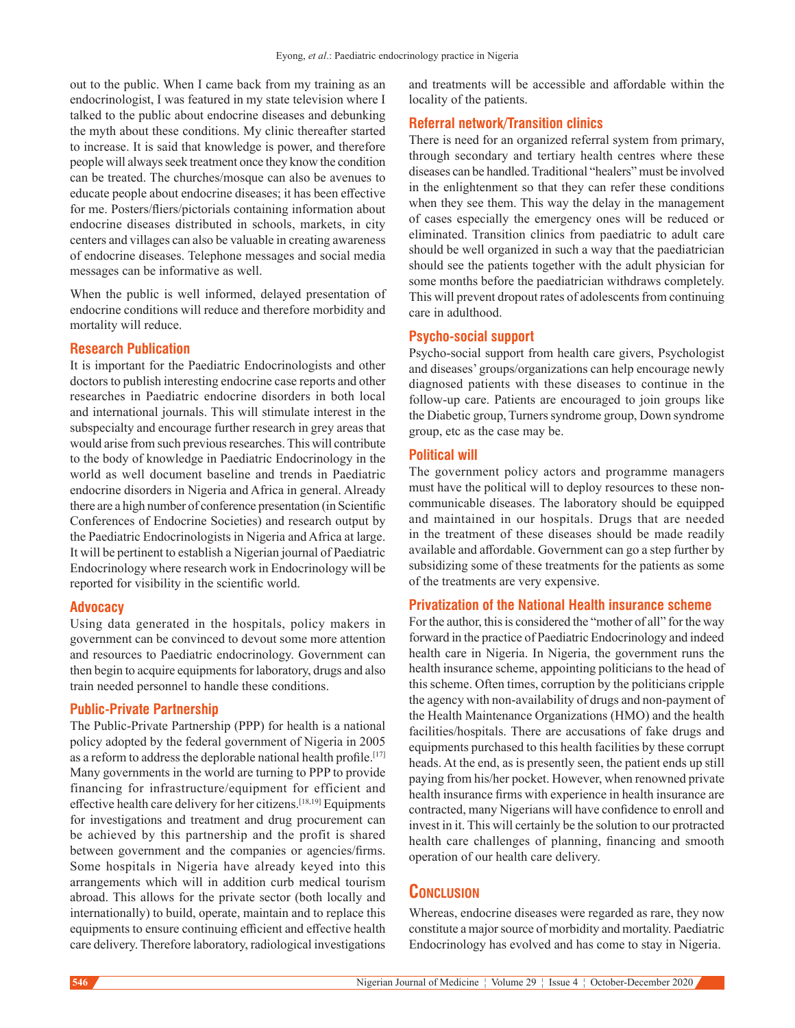out to the public. When I came back from my training as an endocrinologist, I was featured in my state television where I talked to the public about endocrine diseases and debunking the myth about these conditions. My clinic thereafter started to increase. It is said that knowledge is power, and therefore people will always seek treatment once they know the condition can be treated. The churches/mosque can also be avenues to educate people about endocrine diseases; it has been effective for me. Posters/fliers/pictorials containing information about endocrine diseases distributed in schools, markets, in city centers and villages can also be valuable in creating awareness of endocrine diseases. Telephone messages and social media messages can be informative as well.

When the public is well informed, delayed presentation of endocrine conditions will reduce and therefore morbidity and mortality will reduce.

### Research Publication

It is important for the Paediatric Endocrinologists and other doctors to publish interesting endocrine case reports and other researches in Paediatric endocrine disorders in both local and international journals. This will stimulate interest in the subspecialty and encourage further research in grey areas that would arise from such previous researches. This will contribute to the body of knowledge in Paediatric Endocrinology in the world as well document baseline and trends in Paediatric endocrine disorders in Nigeria and Africa in general. Already there are a high number of conference presentation (in Scientific Conferences of Endocrine Societies) and research output by the Paediatric Endocrinologists in Nigeria and Africa at large. It will be pertinent to establish a Nigerian journal of Paediatric Endocrinology where research work in Endocrinology will be reported for visibility in the scientific world.

### Advocacy

Using data generated in the hospitals, policy makers in government can be convinced to devout some more attention and resources to Paediatric endocrinology. Government can then begin to acquire equipments for laboratory, drugs and also train needed personnel to handle these conditions.

### Public-Private Partnership

The Public-Private Partnership (PPP) for health is a national policy adopted by the federal government of Nigeria in 2005 as a reform to address the deplorable national health profile.[17] Many governments in the world are turning to PPP to provide financing for infrastructure/equipment for efficient and effective health care delivery for her citizens.[18,19] Equipments for investigations and treatment and drug procurement can be achieved by this partnership and the profit is shared between government and the companies or agencies/firms. Some hospitals in Nigeria have already keyed into this arrangements which will in addition curb medical tourism abroad. This allows for the private sector (both locally and internationally) to build, operate, maintain and to replace this equipments to ensure continuing efficient and effective health care delivery. Therefore laboratory, radiological investigations and treatments will be accessible and affordable within the locality of the patients.

### Referral network/Transition clinics

There is need for an organized referral system from primary, through secondary and tertiary health centres where these diseases can be handled. Traditional "healers" must be involved in the enlightenment so that they can refer these conditions when they see them. This way the delay in the management of cases especially the emergency ones will be reduced or eliminated. Transition clinics from paediatric to adult care should be well organized in such a way that the paediatrician should see the patients together with the adult physician for some months before the paediatrician withdraws completely. This will prevent dropout rates of adolescents from continuing care in adulthood.

### Psycho-social support

Psycho-social support from health care givers, Psychologist and diseases' groups/organizations can help encourage newly diagnosed patients with these diseases to continue in the follow-up care. Patients are encouraged to join groups like the Diabetic group, Turners syndrome group, Down syndrome group, etc as the case may be.

### Political will

The government policy actors and programme managers must have the political will to deploy resources to these non-communicable diseases. The laboratory should be equipped and maintained in our hospitals. Drugs that are needed in the treatment of these diseases should be made readily available and affordable. Government can go a step further by subsidizing some of these treatments for the patients as some of the treatments are very expensive.

### Privatization of the National Health insurance scheme

For the author, this is considered the "mother of all" for the way forward in the practice of Paediatric Endocrinology and indeed health care in Nigeria. In Nigeria, the government runs the health insurance scheme, appointing politicians to the head of this scheme. Often times, corruption by the politicians cripple the agency with non-availability of drugs and non-payment of the Health Maintenance Organizations (HMO) and the health facilities/hospitals. There are accusations of fake drugs and equipments purchased to this health facilities by these corrupt heads. At the end, as is presently seen, the patient ends up still paying from his/her pocket. However, when renowned private health insurance firms with experience in health insurance are contracted, many Nigerians will have confidence to enroll and invest in it. This will certainly be the solution to our protracted health care challenges of planning, financing and smooth operation of our health care delivery.

## Conclusion

Whereas, endocrine diseases were regarded as rare, they now constitute a major source of morbidity and mortality. Paediatric Endocrinology has evolved and has come to stay in Nigeria.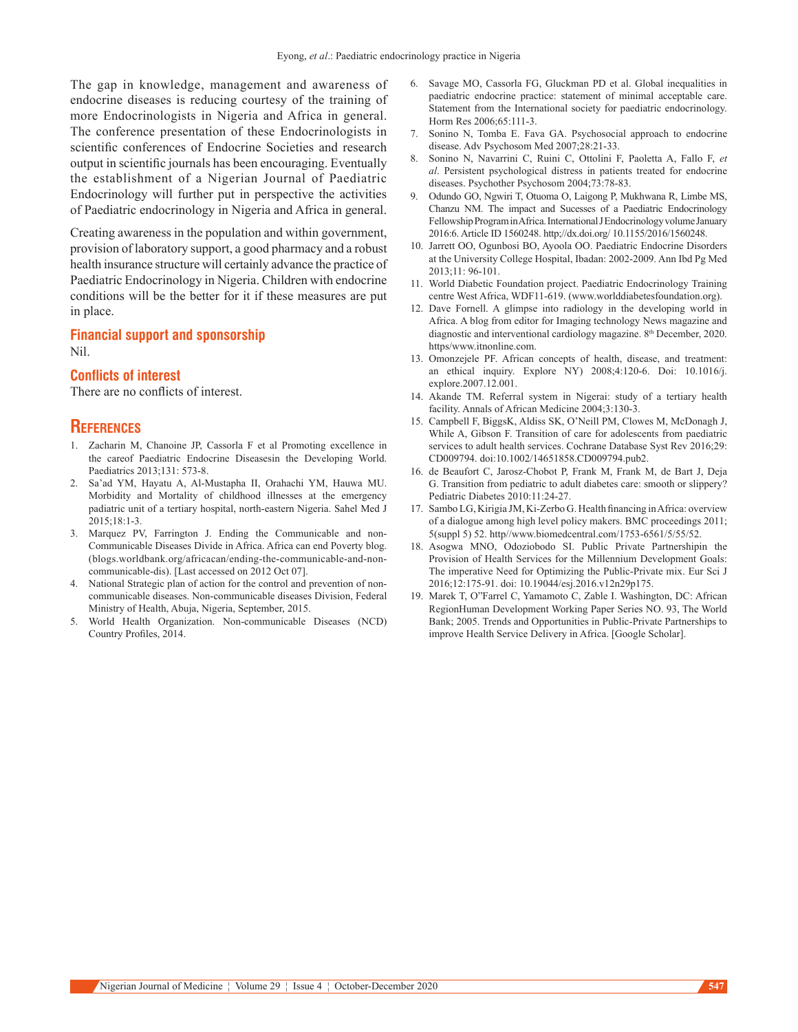The gap in knowledge, management and awareness of endocrine diseases is reducing courtesy of the training of more Endocrinologists in Nigeria and Africa in general. The conference presentation of these Endocrinologists in scientific conferences of Endocrine Societies and research output in scientific journals has been encouraging. Eventually the establishment of a Nigerian Journal of Paediatric Endocrinology will further put in perspective the activities of Paediatric endocrinology in Nigeria and Africa in general.

Creating awareness in the population and within government, provision of laboratory support, a good pharmacy and a robust health insurance structure will certainly advance the practice of Paediatric Endocrinology in Nigeria. Children with endocrine conditions will be the better for it if these measures are put in place.

### Financial support and sponsorship

Nil.

### Conflicts of interest

There are no conflicts of interest.

## References

1. Zacharin M, Chanoine JP, Cassorla F et al Promoting excellence in the careof Paediatric Endocrine Diseasesin the Developing World. Paediatrics 2013;131: 573-8.
2. Sa'ad YM, Hayatu A, Al-Mustapha II, Orahachi YM, Hauwa MU. Morbidity and Mortality of childhood illnesses at the emergency padiatric unit of a tertiary hospital, north-eastern Nigeria. Sahel Med J 2015;18:1-3.
3. Marquez PV, Farrington J. Ending the Communicable and non-Communicable Diseases Divide in Africa. Africa can end Poverty blog. (blogs.worldbank.org/africacan/ending-the-communicable-and-non-communicable-dis). [Last accessed on 2012 Oct 07].
4. National Strategic plan of action for the control and prevention of non-communicable diseases. Non-communicable diseases Division, Federal Ministry of Health, Abuja, Nigeria, September, 2015.
5. World Health Organization. Non-communicable Diseases (NCD) Country Profiles, 2014.
6. Savage MO, Cassorla FG, Gluckman PD et al. Global inequalities in paediatric endocrine practice: statement of minimal acceptable care. Statement from the International society for paediatric endocrinology. Horm Res 2006;65:111-3.
7. Sonino N, Tomba E. Fava GA. Psychosocial approach to endocrine disease. Adv Psychosom Med 2007;28:21-33.
8. Sonino N, Navarrini C, Ruini C, Ottolini F, Paoletta A, Fallo F, *et al*. Persistent psychological distress in patients treated for endocrine diseases. Psychother Psychosom 2004;73:78-83.
9. Odundo GO, Ngwiri T, Otuoma O, Laigong P, Mukhwana R, Limbe MS, Chanzu NM. The impact and Sucesses of a Paediatric Endocrinology Fellowship Program in Africa. International J Endocrinology volume January 2016:6. Article ID 1560248. http;//dx.doi.org/ 10.1155/2016/1560248.
10. Jarrett OO, Ogunbosi BO, Ayoola OO. Paediatric Endocrine Disorders at the University College Hospital, Ibadan: 2002-2009. Ann Ibd Pg Med 2013;11: 96-101.
11. World Diabetic Foundation project. Paediatric Endocrinology Training centre West Africa, WDF11-619. (www.worlddiabetesfoundation.org).
12. Dave Fornell. A glimpse into radiology in the developing world in Africa. A blog from editor for Imaging technology News magazine and diagnostic and interventional cardiology magazine. 8th December, 2020. https/www.itnonline.com.
13. Omonzejele PF. African concepts of health, disease, and treatment: an ethical inquiry. Explore NY) 2008;4:120-6. Doi: 10.1016/j.explore.2007.12.001.
14. Akande TM. Referral system in Nigerai: study of a tertiary health facility. Annals of African Medicine 2004;3:130-3.
15. Campbell F, BiggsK, Aldiss SK, O'Neill PM, Clowes M, McDonagh J, While A, Gibson F. Transition of care for adolescents from paediatric services to adult health services. Cochrane Database Syst Rev 2016;29: CD009794. doi:10.1002/14651858.CD009794.pub2.
16. de Beaufort C, Jarosz-Chobot P, Frank M, Frank M, de Bart J, Deja G. Transition from pediatric to adult diabetes care: smooth or slippery? Pediatric Diabetes 2010:11:24-27.
17. Sambo LG, Kirigia JM, Ki-Zerbo G. Health financing in Africa: overview of a dialogue among high level policy makers. BMC proceedings 2011; 5(suppl 5) 52. http//www.biomedcentral.com/1753-6561/5/55/52.
18. Asogwa MNO, Odoziobodo SI. Public Private Partnershipin the Provision of Health Services for the Millennium Development Goals: The imperative Need for Optimizing the Public-Private mix. Eur Sci J 2016;12:175-91. doi: 10.19044/esj.2016.v12n29p175.
19. Marek T, O"Farrel C, Yamamoto C, Zable I. Washington, DC: African RegionHuman Development Working Paper Series NO. 93, The World Bank; 2005. Trends and Opportunities in Public-Private Partnerships to improve Health Service Delivery in Africa. [Google Scholar].